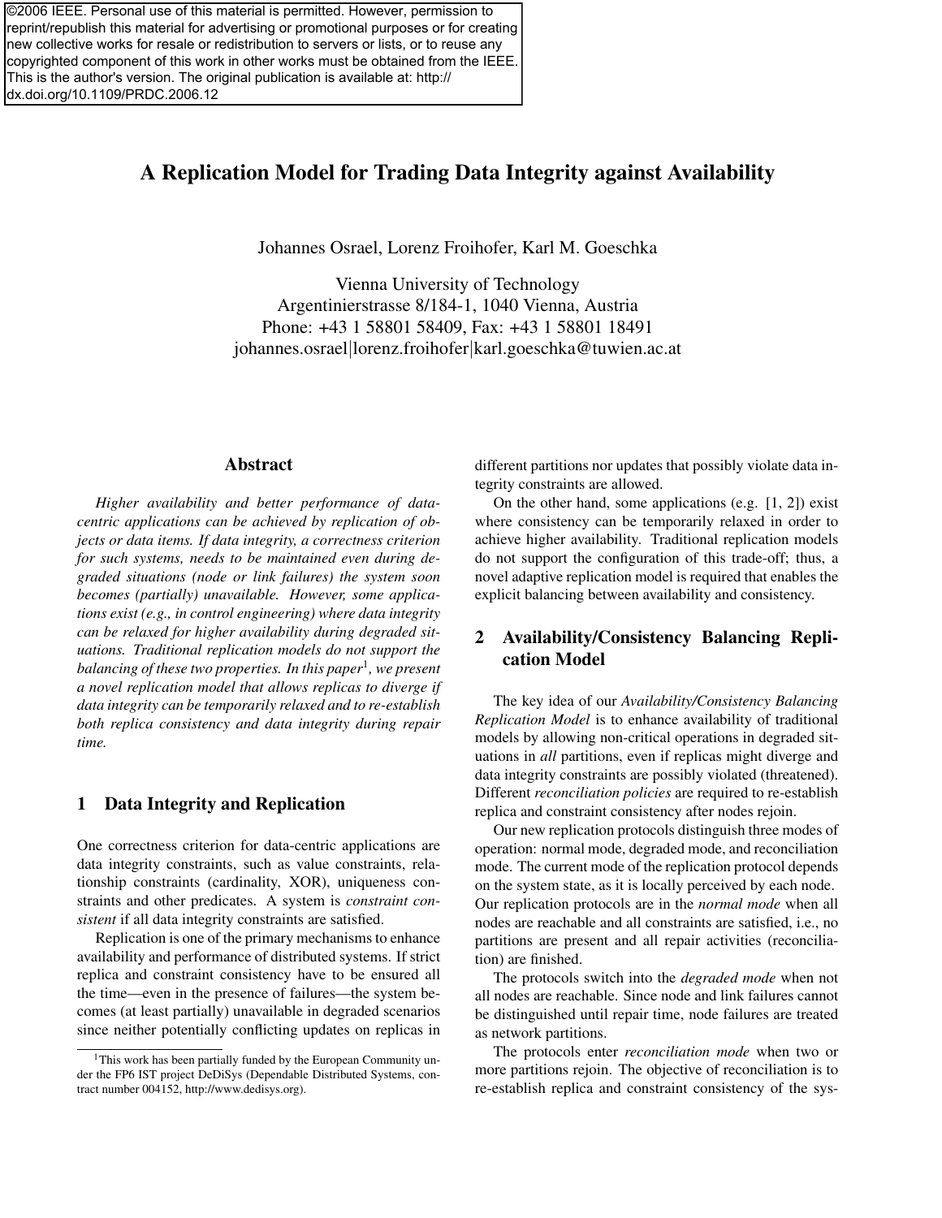©2006 IEEE. Personal use of this material is permitted. However, permission to reprint/republish this material for advertising or promotional purposes or for creating new collective works for resale or redistribution to servers or lists, or to reuse any copyrighted component of this work in other works must be obtained from the IEEE. This is the author's version. The original publication is available at: http://dx.doi.org/10.1109/PRDC.2006.12

# A Replication Model for Trading Data Integrity against Availability

Johannes Osrael, Lorenz Froihofer, Karl M. Goeschka

Vienna University of Technology
Argentinierstrasse 8/184-1, 1040 Vienna, Austria
Phone: +43 1 58801 58409, Fax: +43 1 58801 18491
johannes.osrael|lorenz.froihofer|karl.goeschka@tuwien.ac.at

## Abstract

*Higher availability and better performance of data-centric applications can be achieved by replication of objects or data items. If data integrity, a correctness criterion for such systems, needs to be maintained even during degraded situations (node or link failures) the system soon becomes (partially) unavailable. However, some applications exist (e.g., in control engineering) where data integrity can be relaxed for higher availability during degraded situations. Traditional replication models do not support the balancing of these two properties. In this paper[1], we present a novel replication model that allows replicas to diverge if data integrity can be temporarily relaxed and to re-establish both replica consistency and data integrity during repair time.*

## 1 Data Integrity and Replication

One correctness criterion for data-centric applications are data integrity constraints, such as value constraints, relationship constraints (cardinality, XOR), uniqueness constraints and other predicates. A system is *constraint consistent* if all data integrity constraints are satisfied.

Replication is one of the primary mechanisms to enhance availability and performance of distributed systems. If strict replica and constraint consistency have to be ensured all the time—even in the presence of failures—the system becomes (at least partially) unavailable in degraded scenarios since neither potentially conflicting updates on replicas in different partitions nor updates that possibly violate data integrity constraints are allowed.

On the other hand, some applications (e.g. [1, 2]) exist where consistency can be temporarily relaxed in order to achieve higher availability. Traditional replication models do not support the configuration of this trade-off; thus, a novel adaptive replication model is required that enables the explicit balancing between availability and consistency.

## 2 Availability/Consistency Balancing Replication Model

The key idea of our *Availability/Consistency Balancing Replication Model* is to enhance availability of traditional models by allowing non-critical operations in degraded situations in *all* partitions, even if replicas might diverge and data integrity constraints are possibly violated (threatened). Different *reconciliation policies* are required to re-establish replica and constraint consistency after nodes rejoin.

Our new replication protocols distinguish three modes of operation: normal mode, degraded mode, and reconciliation mode. The current mode of the replication protocol depends on the system state, as it is locally perceived by each node. Our replication protocols are in the *normal mode* when all nodes are reachable and all constraints are satisfied, i.e., no partitions are present and all repair activities (reconciliation) are finished.

The protocols switch into the *degraded mode* when not all nodes are reachable. Since node and link failures cannot be distinguished until repair time, node failures are treated as network partitions.

The protocols enter *reconciliation mode* when two or more partitions rejoin. The objective of reconciliation is to re-establish replica and constraint consistency of the sys-

[1] This work has been partially funded by the European Community under the FP6 IST project DeDiSys (Dependable Distributed Systems, contract number 004152, http://www.dedisys.org).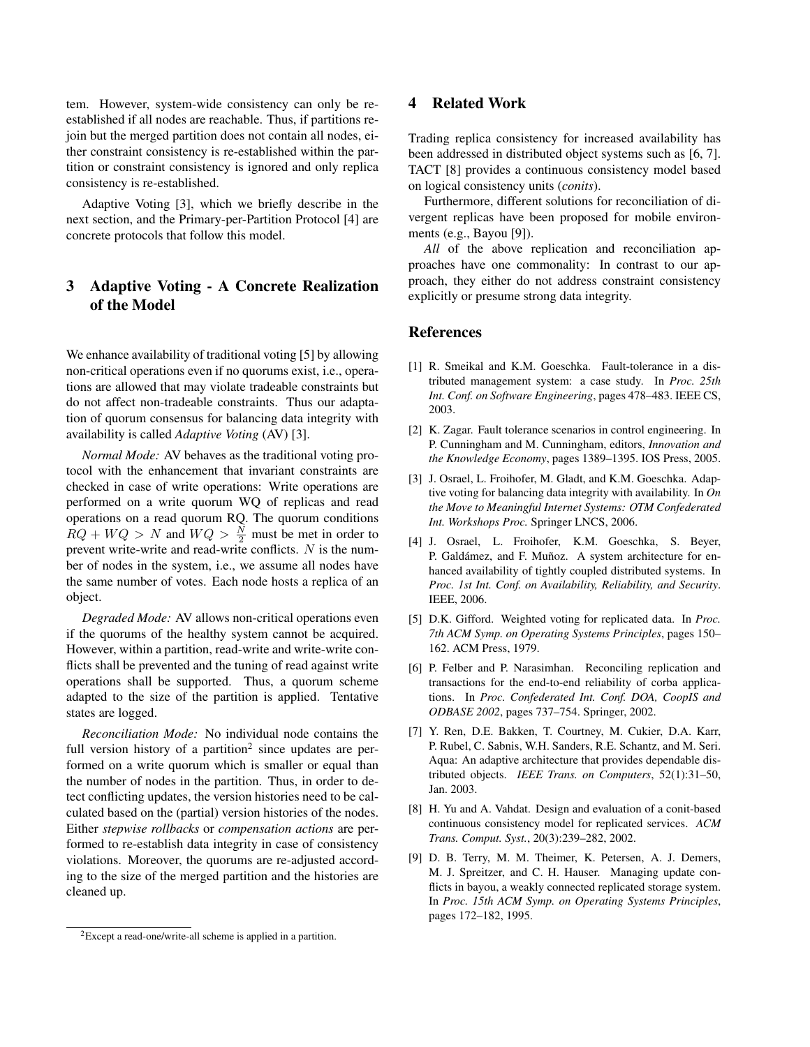tem. However, system-wide consistency can only be re-established if all nodes are reachable. Thus, if partitions rejoin but the merged partition does not contain all nodes, either constraint consistency is re-established within the partition or constraint consistency is ignored and only replica consistency is re-established.

Adaptive Voting [3], which we briefly describe in the next section, and the Primary-per-Partition Protocol [4] are concrete protocols that follow this model.

## 3 Adaptive Voting - A Concrete Realization of the Model

We enhance availability of traditional voting [5] by allowing non-critical operations even if no quorums exist, i.e., operations are allowed that may violate tradeable constraints but do not affect non-tradeable constraints. Thus our adaptation of quorum consensus for balancing data integrity with availability is called *Adaptive Voting* (AV) [3].

*Normal Mode:* AV behaves as the traditional voting protocol with the enhancement that invariant constraints are checked in case of write operations: Write operations are performed on a write quorum WQ of replicas and read operations on a read quorum RQ. The quorum conditions $RQ + WQ > N$ and $WQ > \frac{N}{2}$ must be met in order to prevent write-write and read-write conflicts. $N$ is the number of nodes in the system, i.e., we assume all nodes have the same number of votes. Each node hosts a replica of an object.

*Degraded Mode:* AV allows non-critical operations even if the quorums of the healthy system cannot be acquired. However, within a partition, read-write and write-write conflicts shall be prevented and the tuning of read against write operations shall be supported. Thus, a quorum scheme adapted to the size of the partition is applied. Tentative states are logged.

*Reconciliation Mode:* No individual node contains the full version history of a partition[2] since updates are performed on a write quorum which is smaller or equal than the number of nodes in the partition. Thus, in order to detect conflicting updates, the version histories need to be calculated based on the (partial) version histories of the nodes. Either *stepwise rollbacks* or *compensation actions* are performed to re-establish data integrity in case of consistency violations. Moreover, the quorums are re-adjusted according to the size of the merged partition and the histories are cleaned up.

[2] Except a read-one/write-all scheme is applied in a partition.

## 4 Related Work

Trading replica consistency for increased availability has been addressed in distributed object systems such as [6, 7]. TACT [8] provides a continuous consistency model based on logical consistency units (*conits*).

Furthermore, different solutions for reconciliation of divergent replicas have been proposed for mobile environments (e.g., Bayou [9]).

*All* of the above replication and reconciliation approaches have one commonality: In contrast to our approach, they either do not address constraint consistency explicitly or presume strong data integrity.

## References

[1] R. Smeikal and K.M. Goeschka. Fault-tolerance in a distributed management system: a case study. In *Proc. 25th Int. Conf. on Software Engineering*, pages 478–483. IEEE CS, 2003.

[2] K. Zagar. Fault tolerance scenarios in control engineering. In P. Cunningham and M. Cunningham, editors, *Innovation and the Knowledge Economy*, pages 1389–1395. IOS Press, 2005.

[3] J. Osrael, L. Froihofer, M. Gladt, and K.M. Goeschka. Adaptive voting for balancing data integrity with availability. In *On the Move to Meaningful Internet Systems: OTM Confederated Int. Workshops Proc.* Springer LNCS, 2006.

[4] J. Osrael, L. Froihofer, K.M. Goeschka, S. Beyer, P. Galdámez, and F. Muñoz. A system architecture for enhanced availability of tightly coupled distributed systems. In *Proc. 1st Int. Conf. on Availability, Reliability, and Security*. IEEE, 2006.

[5] D.K. Gifford. Weighted voting for replicated data. In *Proc. 7th ACM Symp. on Operating Systems Principles*, pages 150–162. ACM Press, 1979.

[6] P. Felber and P. Narasimhan. Reconciling replication and transactions for the end-to-end reliability of corba applications. In *Proc. Confederated Int. Conf. DOA, CoopIS and ODBASE 2002*, pages 737–754. Springer, 2002.

[7] Y. Ren, D.E. Bakken, T. Courtney, M. Cukier, D.A. Karr, P. Rubel, C. Sabnis, W.H. Sanders, R.E. Schantz, and M. Seri. Aqua: An adaptive architecture that provides dependable distributed objects. *IEEE Trans. on Computers*, 52(1):31–50, Jan. 2003.

[8] H. Yu and A. Vahdat. Design and evaluation of a conit-based continuous consistency model for replicated services. *ACM Trans. Comput. Syst.*, 20(3):239–282, 2002.

[9] D. B. Terry, M. M. Theimer, K. Petersen, A. J. Demers, M. J. Spreitzer, and C. H. Hauser. Managing update conflicts in bayou, a weakly connected replicated storage system. In *Proc. 15th ACM Symp. on Operating Systems Principles*, pages 172–182, 1995.